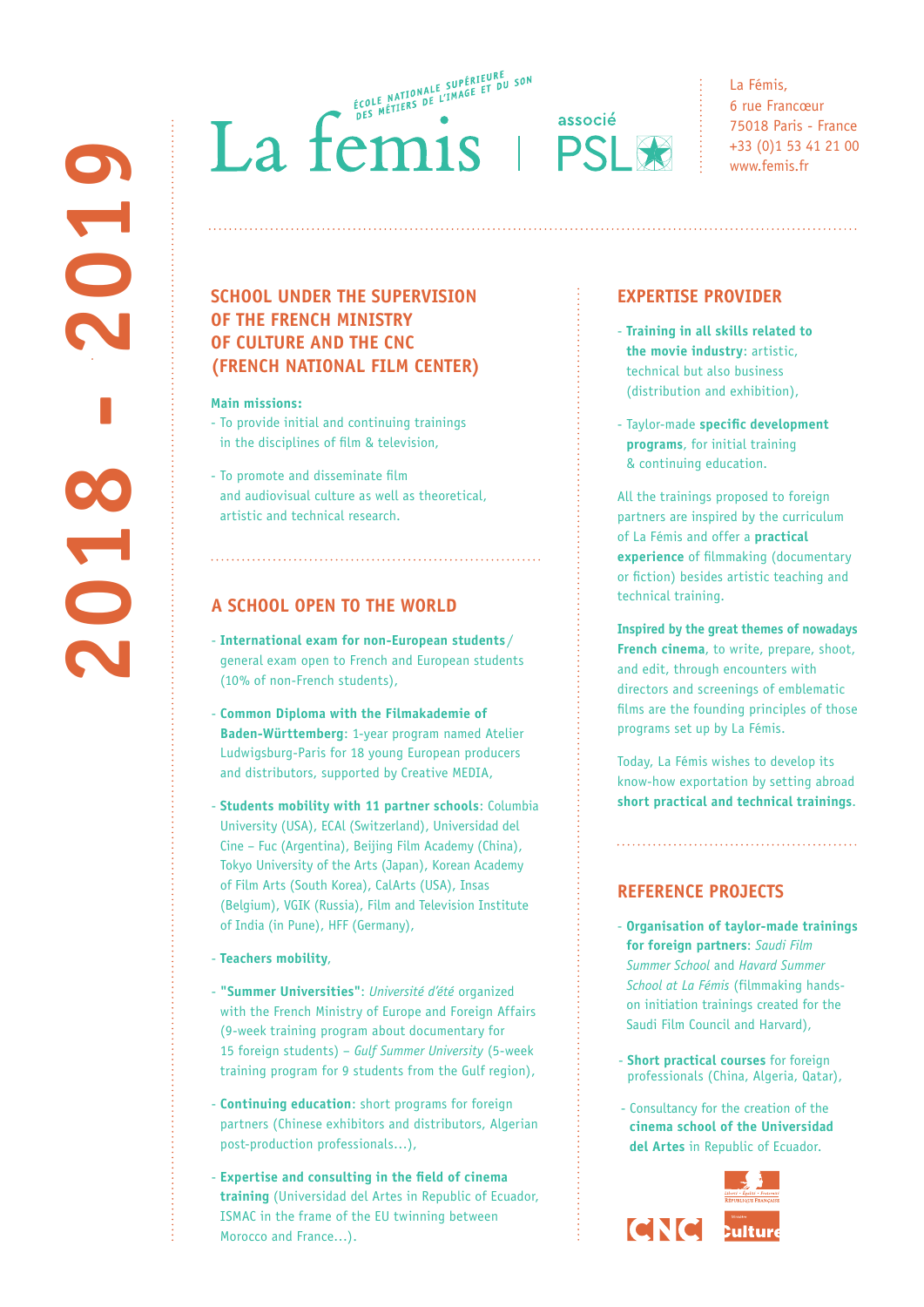# 2018 - 2019

ÉCOLE NATIONALE SUPÉRIEURE DES MÉTIERS DE L'IMAGE ET DU SON

La femis | associé PSL

La Fémis,
6 rue Francœur
75018 Paris - France
+33 (0)1 53 41 21 00
www.femis.fr

## SCHOOL UNDER THE SUPERVISION OF THE FRENCH MINISTRY OF CULTURE AND THE CNC (FRENCH NATIONAL FILM CENTER)

**Main missions:**

- To provide initial and continuing trainings in the disciplines of film & television,
- To promote and disseminate film and audiovisual culture as well as theoretical, artistic and technical research.

## A SCHOOL OPEN TO THE WORLD

- **International exam for non-European students** / general exam open to French and European students (10% of non-French students),
- **Common Diploma with the Filmakademie of Baden-Württemberg**: 1-year program named Atelier Ludwigsburg-Paris for 18 young European producers and distributors, supported by Creative MEDIA,
- **Students mobility with 11 partner schools**: Columbia University (USA), ECAL (Switzerland), Universidad del Cine – Fuc (Argentina), Beijing Film Academy (China), Tokyo University of the Arts (Japan), Korean Academy of Film Arts (South Korea), CalArts (USA), Insas (Belgium), VGIK (Russia), Film and Television Institute of India (in Pune), HFF (Germany),
- **Teachers mobility**,
- **"Summer Universities"**: *Université d'été* organized with the French Ministry of Europe and Foreign Affairs (9-week training program about documentary for 15 foreign students) – *Gulf Summer University* (5-week training program for 9 students from the Gulf region),
- **Continuing education**: short programs for foreign partners (Chinese exhibitors and distributors, Algerian post-production professionals…),
- **Expertise and consulting in the field of cinema training** (Universidad del Artes in Republic of Ecuador, ISMAC in the frame of the EU twinning between Morocco and France…).

## EXPERTISE PROVIDER

- **Training in all skills related to the movie industry**: artistic, technical but also business (distribution and exhibition),
- Taylor-made **specific development programs**, for initial training & continuing education.

All the trainings proposed to foreign partners are inspired by the curriculum of La Fémis and offer a **practical experience** of filmmaking (documentary or fiction) besides artistic teaching and technical training.

**Inspired by the great themes of nowadays French cinema**, to write, prepare, shoot, and edit, through encounters with directors and screenings of emblematic films are the founding principles of those programs set up by La Fémis.

Today, La Fémis wishes to develop its know-how exportation by setting abroad **short practical and technical trainings**.

## REFERENCE PROJECTS

- **Organisation of taylor-made trainings for foreign partners**: *Saudi Film Summer School* and *Havard Summer School at La Fémis* (filmmaking hands-on initiation trainings created for the Saudi Film Council and Harvard),
- **Short practical courses** for foreign professionals (China, Algeria, Qatar),
- Consultancy for the creation of the **cinema school of the Universidad del Artes** in Republic of Ecuador.

CNC | Liberté • Égalité • Fraternité RÉPUBLIQUE FRANÇAISE | Ministère de la Culture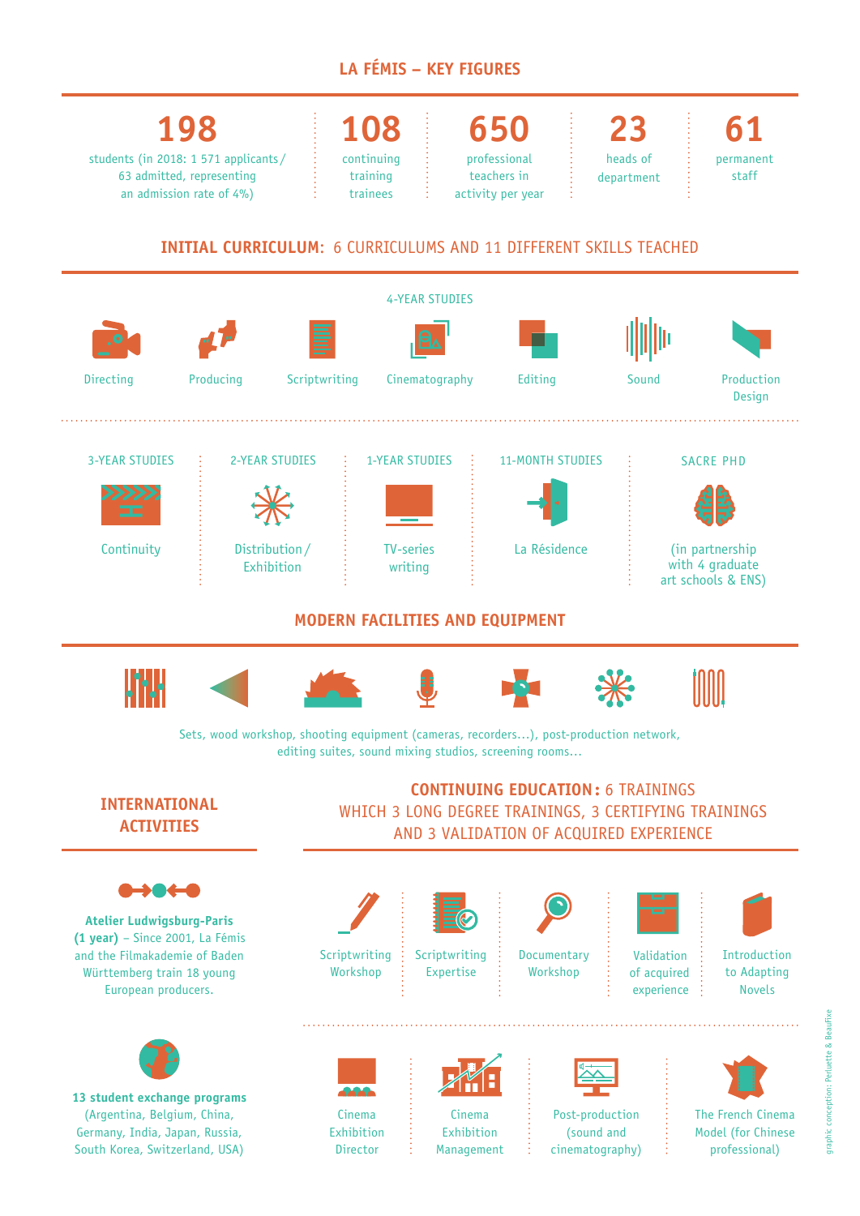# LA FÉMIS – KEY FIGURES

**198**
students (in 2018: 1 571 applicants / 63 admitted, representing an admission rate of 4%)

**108**
continuing training trainees

**650**
professional teachers in activity per year

**23**
heads of department

**61**
permanent staff

## INITIAL CURRICULUM: 6 CURRICULUMS AND 11 DIFFERENT SKILLS TEACHED

### 4-YEAR STUDIES

- Directing
- Producing
- Scriptwriting
- Cinematography
- Editing
- Sound
- Production Design

### 3-YEAR STUDIES

- Continuity

### 2-YEAR STUDIES

- Distribution / Exhibition

### 1-YEAR STUDIES

- TV-series writing

### 11-MONTH STUDIES

- La Résidence

### SACRE PHD

- (in partnership with 4 graduate art schools & ENS)

## MODERN FACILITIES AND EQUIPMENT

Sets, wood workshop, shooting equipment (cameras, recorders…), post-production network, editing suites, sound mixing studios, screening rooms…

## INTERNATIONAL ACTIVITIES

**Atelier Ludwigsburg-Paris (1 year)** – Since 2001, La Fémis and the Filmakademie of Baden Württemberg train 18 young European producers.

**13 student exchange programs** (Argentina, Belgium, China, Germany, India, Japan, Russia, South Korea, Switzerland, USA)

## CONTINUING EDUCATION: 6 TRAININGS WHICH 3 LONG DEGREE TRAININGS, 3 CERTIFYING TRAININGS AND 3 VALIDATION OF ACQUIRED EXPERIENCE

- Scriptwriting Workshop
- Scriptwriting Expertise
- Documentary Workshop
- Validation of acquired experience
- Introduction to Adapting Novels
- Cinema Exhibition Director
- Cinema Exhibition Management
- Post-production (sound and cinematography)
- The French Cinema Model (for Chinese professional)

graphic conception: Peluette & Beaufixe